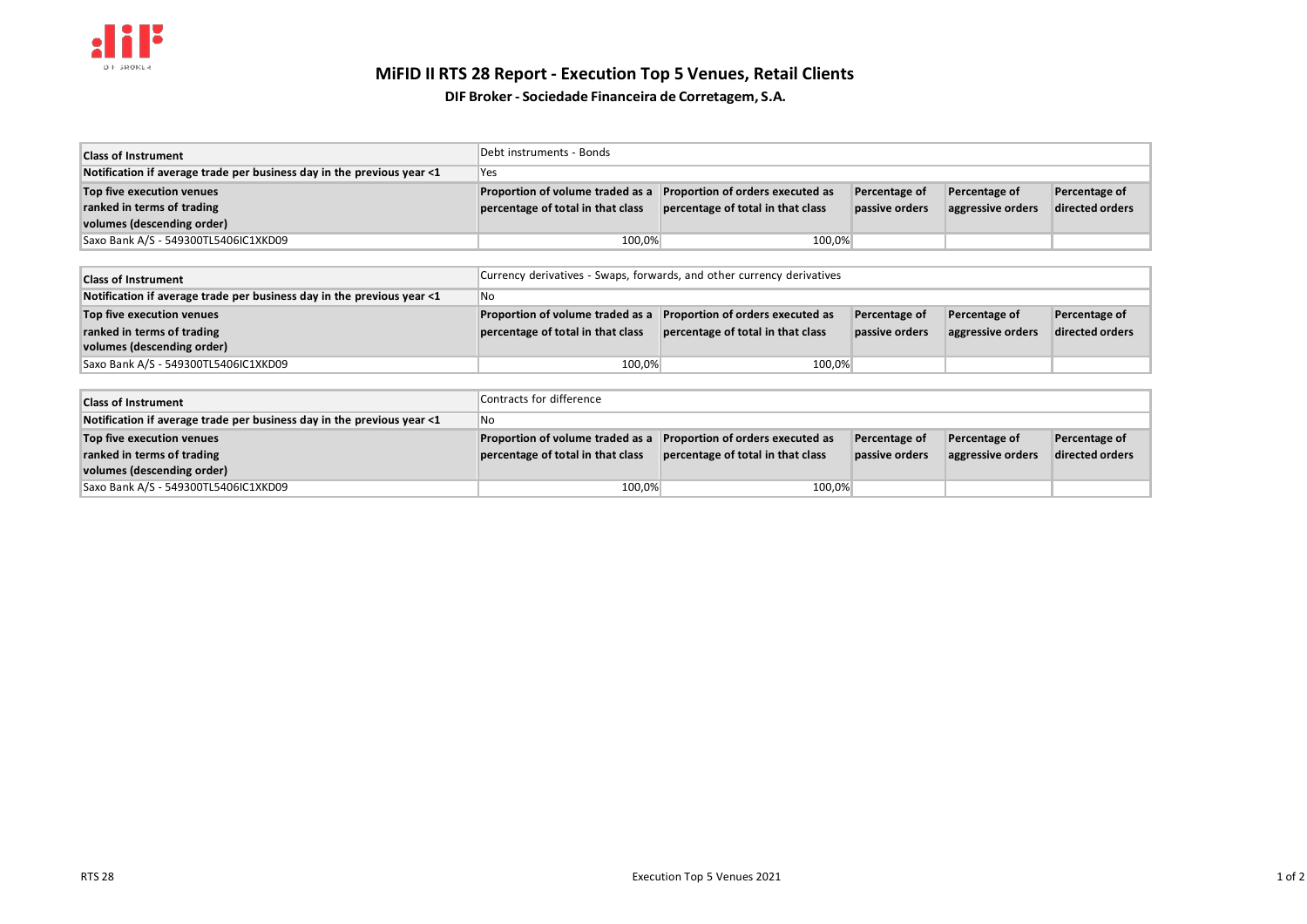# MiFID II RTS 28 Report - Execution Top 5 Venues, Retail Clients

## DIF Broker - Sociedade Financeira de Corretagem, S.A.

| **Class of Instrument** | Debt instruments - Bonds | | | | |
|---|---|---|---|---|---|
| **Notification if average trade per business day in the previous year <1** | Yes | | | | |
| **Top five execution venues ranked in terms of trading volumes (descending order)** | **Proportion of volume traded as a percentage of total in that class** | **Proportion of orders executed as percentage of total in that class** | **Percentage of passive orders** | **Percentage of aggressive orders** | **Percentage of directed orders** |
| Saxo Bank A/S - 549300TL5406IC1XKD09 | 100,0% | 100,0% | | | |

| **Class of Instrument** | Currency derivatives - Swaps, forwards, and other currency derivatives | | | | |
|---|---|---|---|---|---|
| **Notification if average trade per business day in the previous year <1** | No | | | | |
| **Top five execution venues ranked in terms of trading volumes (descending order)** | **Proportion of volume traded as a percentage of total in that class** | **Proportion of orders executed as percentage of total in that class** | **Percentage of passive orders** | **Percentage of aggressive orders** | **Percentage of directed orders** |
| Saxo Bank A/S - 549300TL5406IC1XKD09 | 100,0% | 100,0% | | | |

| **Class of Instrument** | Contracts for difference | | | | |
|---|---|---|---|---|---|
| **Notification if average trade per business day in the previous year <1** | No | | | | |
| **Top five execution venues ranked in terms of trading volumes (descending order)** | **Proportion of volume traded as a percentage of total in that class** | **Proportion of orders executed as percentage of total in that class** | **Percentage of passive orders** | **Percentage of aggressive orders** | **Percentage of directed orders** |
| Saxo Bank A/S - 549300TL5406IC1XKD09 | 100,0% | 100,0% | | | |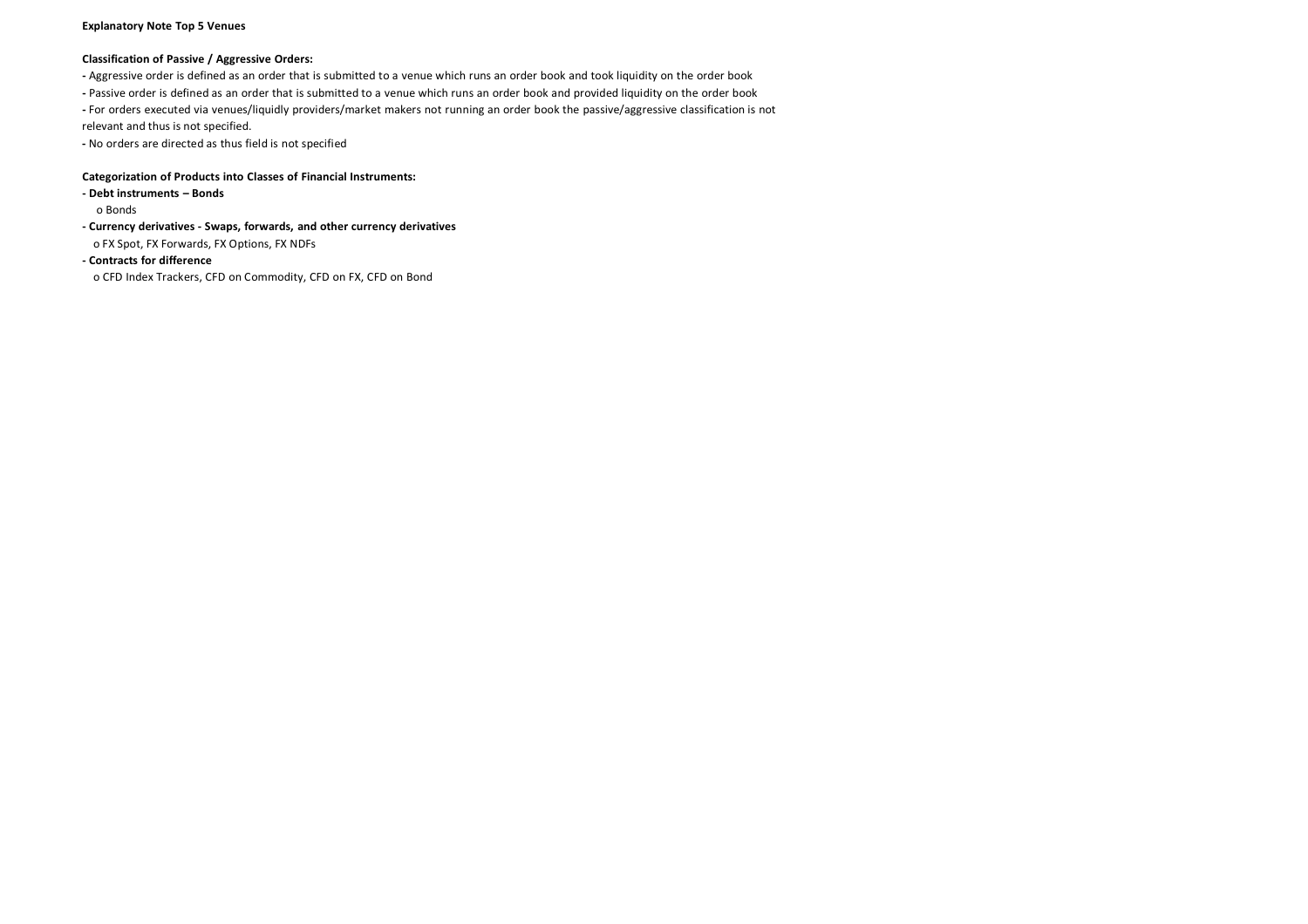**Explanatory Note Top 5 Venues**

**Classification of Passive / Aggressive Orders:**

- Aggressive order is defined as an order that is submitted to a venue which runs an order book and took liquidity on the order book
- Passive order is defined as an order that is submitted to a venue which runs an order book and provided liquidity on the order book
- For orders executed via venues/liquidly providers/market makers not running an order book the passive/aggressive classification is not relevant and thus is not specified.
- No orders are directed as thus field is not specified

**Categorization of Products into Classes of Financial Instruments:**

- **Debt instruments – Bonds**
  - o Bonds
- **Currency derivatives - Swaps, forwards, and other currency derivatives**
  - o FX Spot, FX Forwards, FX Options, FX NDFs
- **Contracts for difference**
  - o CFD Index Trackers, CFD on Commodity, CFD on FX, CFD on Bond